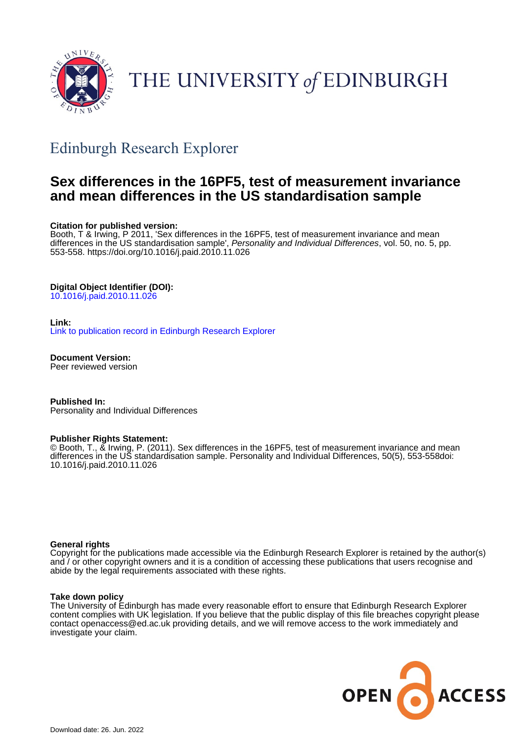THE UNIVERSITY *of* EDINBURGH

## Edinburgh Research Explorer

# Sex differences in the 16PF5, test of measurement invariance and mean differences in the US standardisation sample

**Citation for published version:**
Booth, T & Irwing, P 2011, 'Sex differences in the 16PF5, test of measurement invariance and mean differences in the US standardisation sample', *Personality and Individual Differences*, vol. 50, no. 5, pp. 553-558. https://doi.org/10.1016/j.paid.2010.11.026

**Digital Object Identifier (DOI):**
10.1016/j.paid.2010.11.026

**Link:**
Link to publication record in Edinburgh Research Explorer

**Document Version:**
Peer reviewed version

**Published In:**
Personality and Individual Differences

**Publisher Rights Statement:**
© Booth, T., & Irwing, P. (2011). Sex differences in the 16PF5, test of measurement invariance and mean differences in the US standardisation sample. Personality and Individual Differences, 50(5), 553-558doi: 10.1016/j.paid.2010.11.026

**General rights**
Copyright for the publications made accessible via the Edinburgh Research Explorer is retained by the author(s) and / or other copyright owners and it is a condition of accessing these publications that users recognise and abide by the legal requirements associated with these rights.

**Take down policy**
The University of Edinburgh has made every reasonable effort to ensure that Edinburgh Research Explorer content complies with UK legislation. If you believe that the public display of this file breaches copyright please contact openaccess@ed.ac.uk providing details, and we will remove access to the work immediately and investigate your claim.

OPEN ACCESS

Download date: 26. Jun. 2022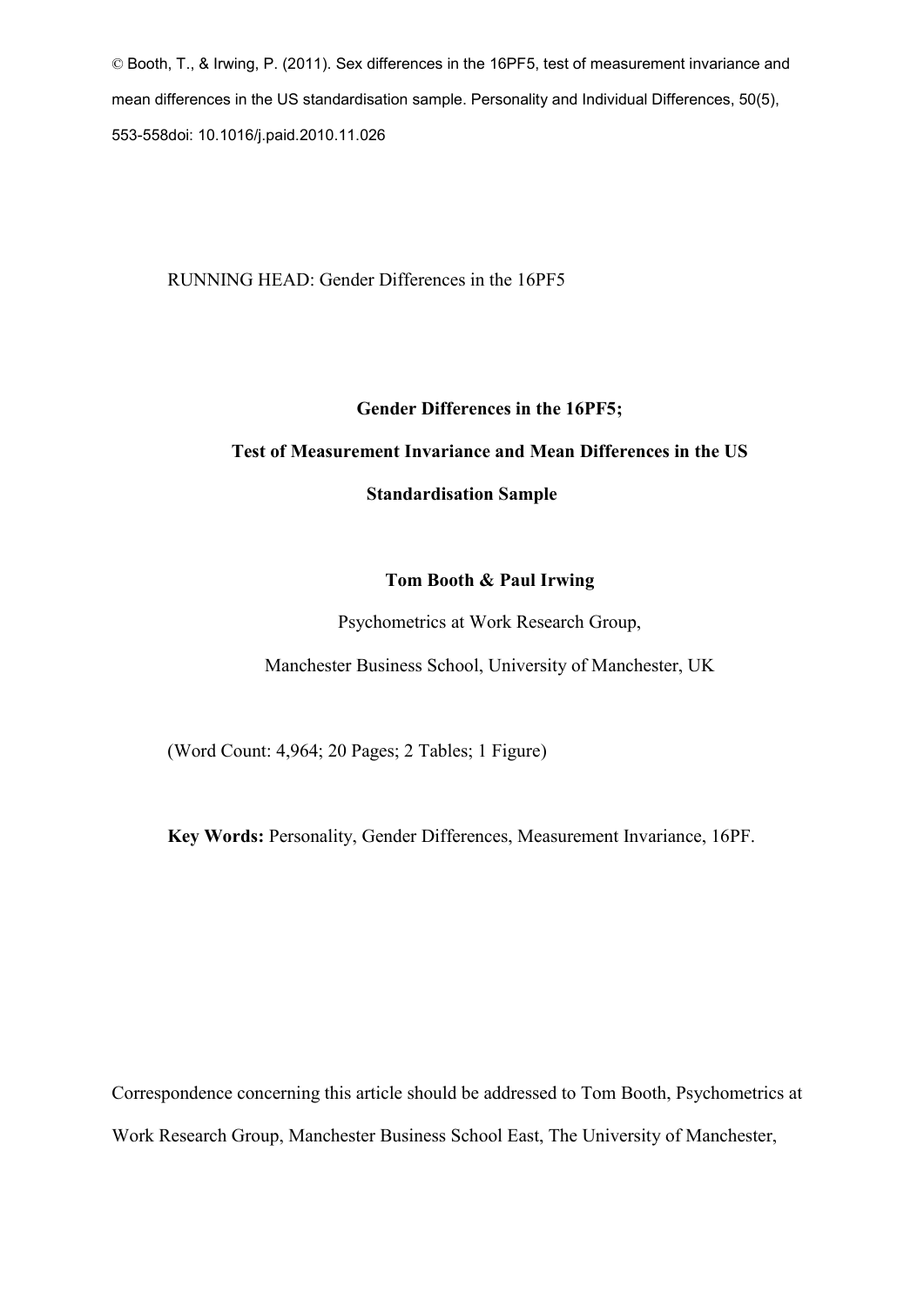© Booth, T., & Irwing, P. (2011). Sex differences in the 16PF5, test of measurement invariance and mean differences in the US standardisation sample. Personality and Individual Differences, 50(5), 553-558doi: 10.1016/j.paid.2010.11.026

RUNNING HEAD: Gender Differences in the 16PF5

**Gender Differences in the 16PF5;**

**Test of Measurement Invariance and Mean Differences in the US Standardisation Sample**

**Tom Booth & Paul Irwing**

Psychometrics at Work Research Group,

Manchester Business School, University of Manchester, UK

(Word Count: 4,964; 20 Pages; 2 Tables; 1 Figure)

**Key Words:** Personality, Gender Differences, Measurement Invariance, 16PF.

Correspondence concerning this article should be addressed to Tom Booth, Psychometrics at Work Research Group, Manchester Business School East, The University of Manchester,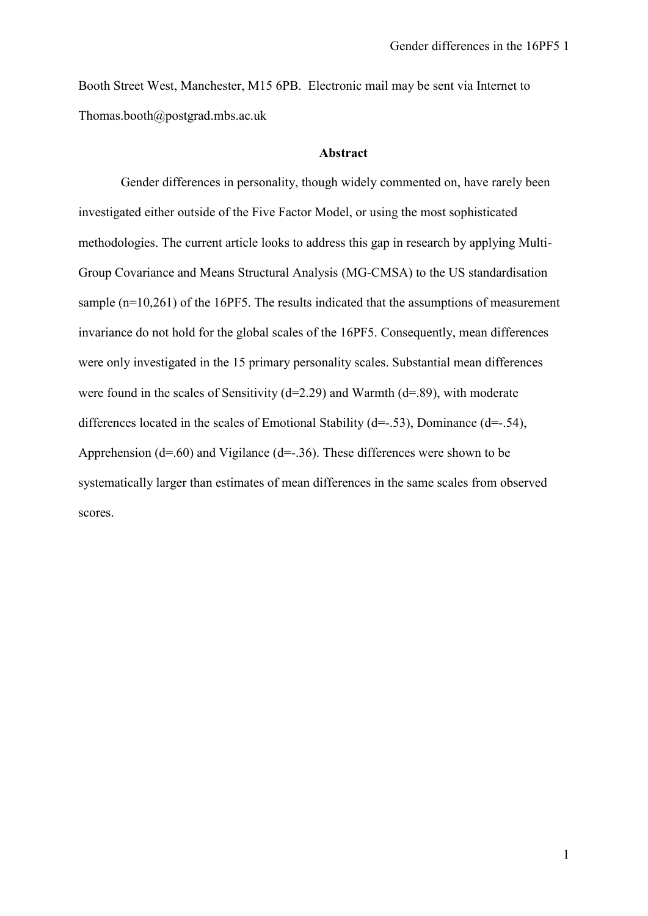Booth Street West, Manchester, M15 6PB. Electronic mail may be sent via Internet to Thomas.booth@postgrad.mbs.ac.uk

## Abstract

Gender differences in personality, though widely commented on, have rarely been investigated either outside of the Five Factor Model, or using the most sophisticated methodologies. The current article looks to address this gap in research by applying Multi-Group Covariance and Means Structural Analysis (MG-CMSA) to the US standardisation sample (n=10,261) of the 16PF5. The results indicated that the assumptions of measurement invariance do not hold for the global scales of the 16PF5. Consequently, mean differences were only investigated in the 15 primary personality scales. Substantial mean differences were found in the scales of Sensitivity (d=2.29) and Warmth (d=.89), with moderate differences located in the scales of Emotional Stability (d=-.53), Dominance (d=-.54), Apprehension (d=.60) and Vigilance (d=-.36). These differences were shown to be systematically larger than estimates of mean differences in the same scales from observed scores.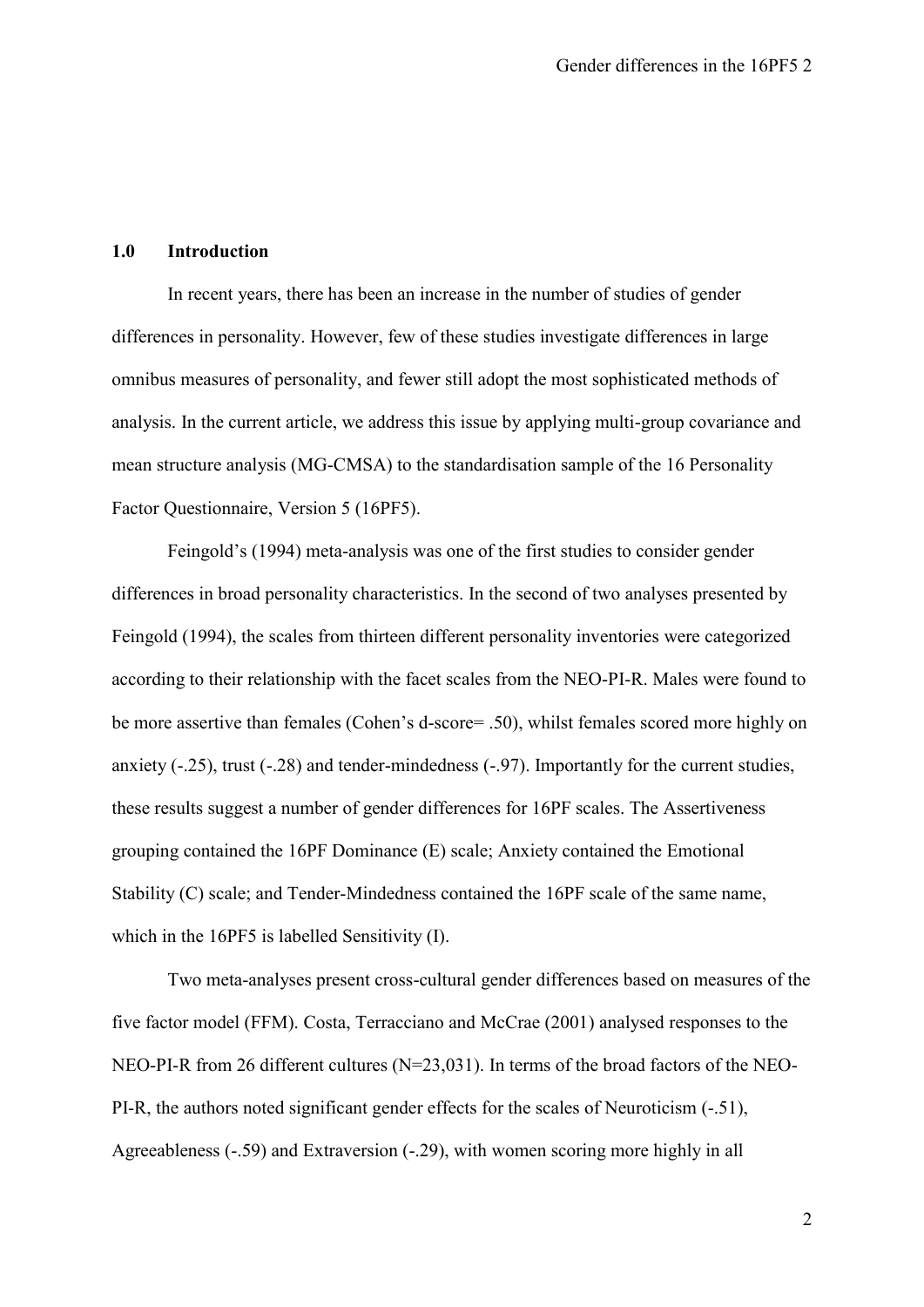## 1.0 Introduction

In recent years, there has been an increase in the number of studies of gender differences in personality. However, few of these studies investigate differences in large omnibus measures of personality, and fewer still adopt the most sophisticated methods of analysis. In the current article, we address this issue by applying multi-group covariance and mean structure analysis (MG-CMSA) to the standardisation sample of the 16 Personality Factor Questionnaire, Version 5 (16PF5).

Feingold's (1994) meta-analysis was one of the first studies to consider gender differences in broad personality characteristics. In the second of two analyses presented by Feingold (1994), the scales from thirteen different personality inventories were categorized according to their relationship with the facet scales from the NEO-PI-R. Males were found to be more assertive than females (Cohen's d-score= .50), whilst females scored more highly on anxiety (-.25), trust (-.28) and tender-mindedness (-.97). Importantly for the current studies, these results suggest a number of gender differences for 16PF scales. The Assertiveness grouping contained the 16PF Dominance (E) scale; Anxiety contained the Emotional Stability (C) scale; and Tender-Mindedness contained the 16PF scale of the same name, which in the 16PF5 is labelled Sensitivity (I).

Two meta-analyses present cross-cultural gender differences based on measures of the five factor model (FFM). Costa, Terracciano and McCrae (2001) analysed responses to the NEO-PI-R from 26 different cultures (N=23,031). In terms of the broad factors of the NEO-PI-R, the authors noted significant gender effects for the scales of Neuroticism (-.51), Agreeableness (-.59) and Extraversion (-.29), with women scoring more highly in all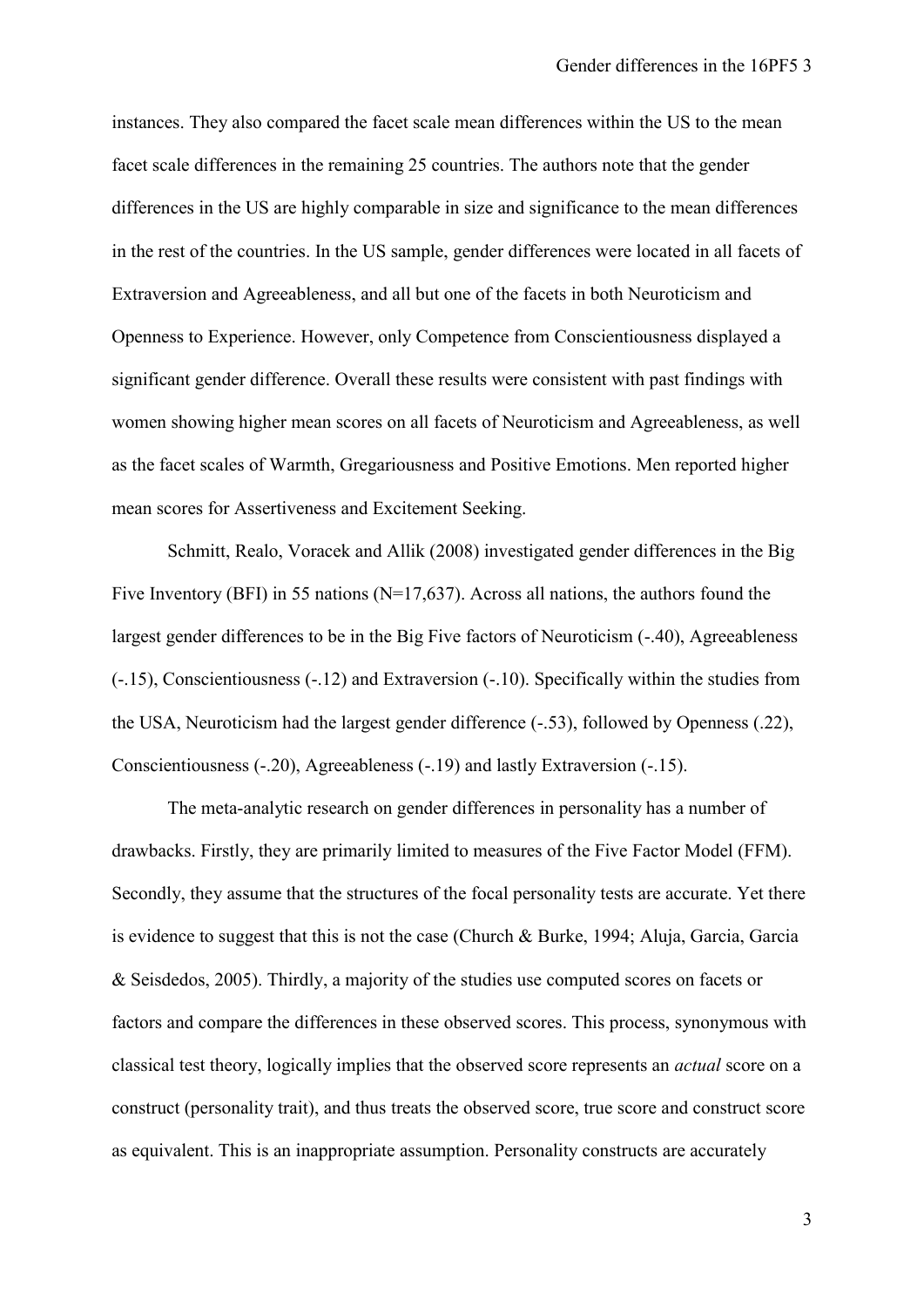instances. They also compared the facet scale mean differences within the US to the mean facet scale differences in the remaining 25 countries. The authors note that the gender differences in the US are highly comparable in size and significance to the mean differences in the rest of the countries. In the US sample, gender differences were located in all facets of Extraversion and Agreeableness, and all but one of the facets in both Neuroticism and Openness to Experience. However, only Competence from Conscientiousness displayed a significant gender difference. Overall these results were consistent with past findings with women showing higher mean scores on all facets of Neuroticism and Agreeableness, as well as the facet scales of Warmth, Gregariousness and Positive Emotions. Men reported higher mean scores for Assertiveness and Excitement Seeking.

Schmitt, Realo, Voracek and Allik (2008) investigated gender differences in the Big Five Inventory (BFI) in 55 nations (N=17,637). Across all nations, the authors found the largest gender differences to be in the Big Five factors of Neuroticism (-.40), Agreeableness (-.15), Conscientiousness (-.12) and Extraversion (-.10). Specifically within the studies from the USA, Neuroticism had the largest gender difference (-.53), followed by Openness (.22), Conscientiousness (-.20), Agreeableness (-.19) and lastly Extraversion (-.15).

The meta-analytic research on gender differences in personality has a number of drawbacks. Firstly, they are primarily limited to measures of the Five Factor Model (FFM). Secondly, they assume that the structures of the focal personality tests are accurate. Yet there is evidence to suggest that this is not the case (Church & Burke, 1994; Aluja, Garcia, Garcia & Seisdedos, 2005). Thirdly, a majority of the studies use computed scores on facets or factors and compare the differences in these observed scores. This process, synonymous with classical test theory, logically implies that the observed score represents an *actual* score on a construct (personality trait), and thus treats the observed score, true score and construct score as equivalent. This is an inappropriate assumption. Personality constructs are accurately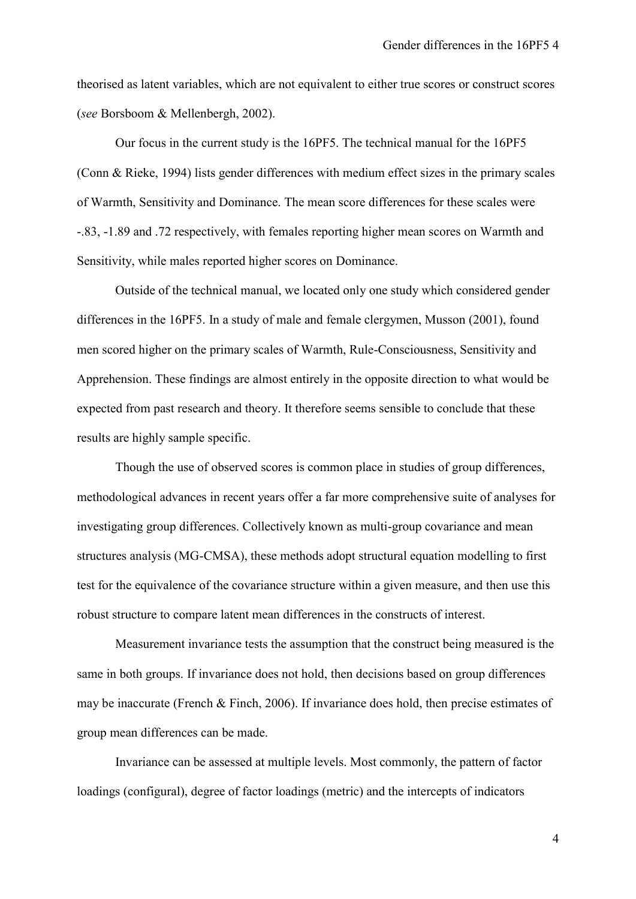theorised as latent variables, which are not equivalent to either true scores or construct scores (*see* Borsboom & Mellenbergh, 2002).

Our focus in the current study is the 16PF5. The technical manual for the 16PF5 (Conn & Rieke, 1994) lists gender differences with medium effect sizes in the primary scales of Warmth, Sensitivity and Dominance. The mean score differences for these scales were -.83, -1.89 and .72 respectively, with females reporting higher mean scores on Warmth and Sensitivity, while males reported higher scores on Dominance.

Outside of the technical manual, we located only one study which considered gender differences in the 16PF5. In a study of male and female clergymen, Musson (2001), found men scored higher on the primary scales of Warmth, Rule-Consciousness, Sensitivity and Apprehension. These findings are almost entirely in the opposite direction to what would be expected from past research and theory. It therefore seems sensible to conclude that these results are highly sample specific.

Though the use of observed scores is common place in studies of group differences, methodological advances in recent years offer a far more comprehensive suite of analyses for investigating group differences. Collectively known as multi-group covariance and mean structures analysis (MG-CMSA), these methods adopt structural equation modelling to first test for the equivalence of the covariance structure within a given measure, and then use this robust structure to compare latent mean differences in the constructs of interest.

Measurement invariance tests the assumption that the construct being measured is the same in both groups. If invariance does not hold, then decisions based on group differences may be inaccurate (French & Finch, 2006). If invariance does hold, then precise estimates of group mean differences can be made.

Invariance can be assessed at multiple levels. Most commonly, the pattern of factor loadings (configural), degree of factor loadings (metric) and the intercepts of indicators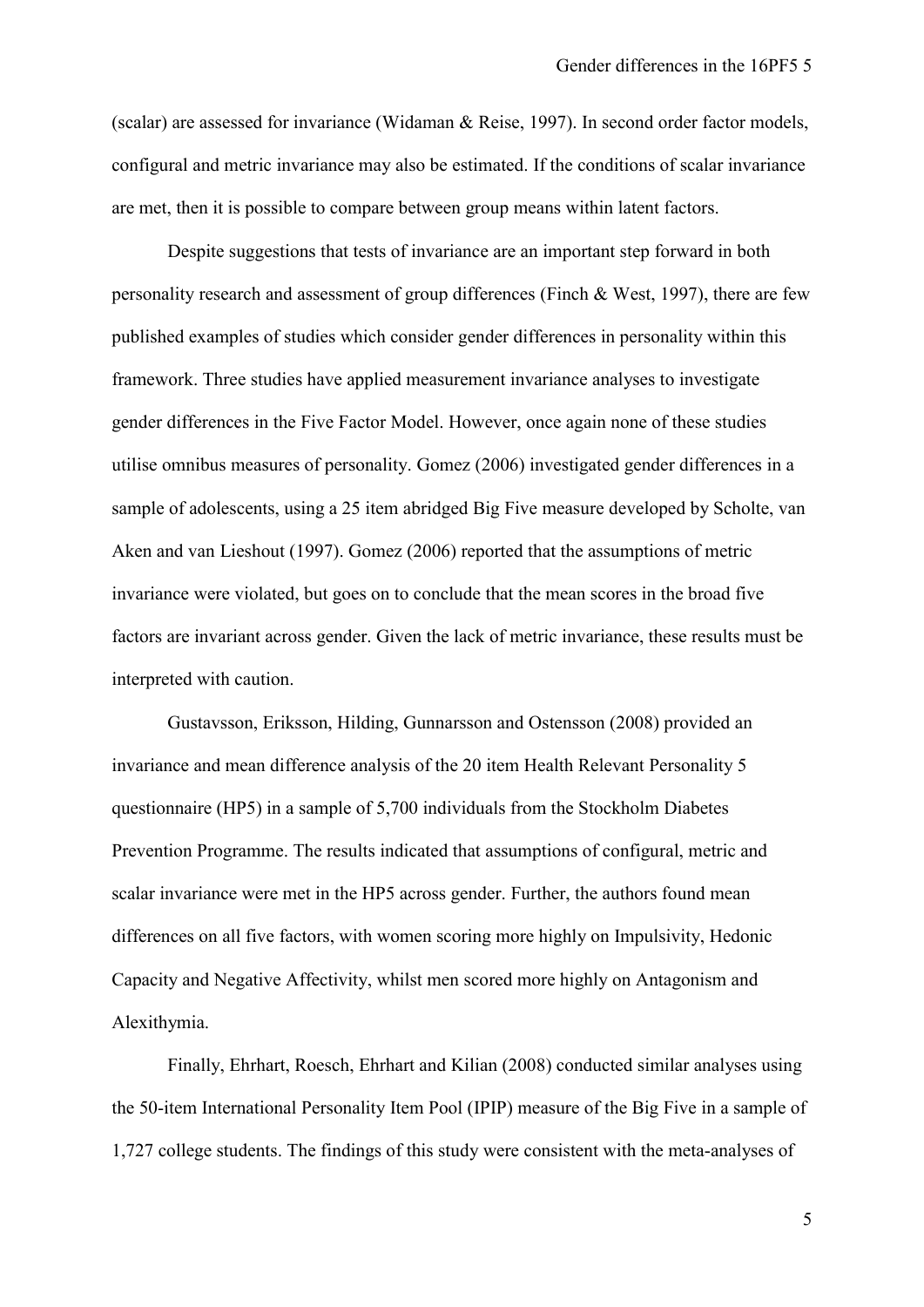(scalar) are assessed for invariance (Widaman & Reise, 1997). In second order factor models, configural and metric invariance may also be estimated. If the conditions of scalar invariance are met, then it is possible to compare between group means within latent factors.

Despite suggestions that tests of invariance are an important step forward in both personality research and assessment of group differences (Finch & West, 1997), there are few published examples of studies which consider gender differences in personality within this framework. Three studies have applied measurement invariance analyses to investigate gender differences in the Five Factor Model. However, once again none of these studies utilise omnibus measures of personality. Gomez (2006) investigated gender differences in a sample of adolescents, using a 25 item abridged Big Five measure developed by Scholte, van Aken and van Lieshout (1997). Gomez (2006) reported that the assumptions of metric invariance were violated, but goes on to conclude that the mean scores in the broad five factors are invariant across gender. Given the lack of metric invariance, these results must be interpreted with caution.

Gustavsson, Eriksson, Hilding, Gunnarsson and Ostensson (2008) provided an invariance and mean difference analysis of the 20 item Health Relevant Personality 5 questionnaire (HP5) in a sample of 5,700 individuals from the Stockholm Diabetes Prevention Programme. The results indicated that assumptions of configural, metric and scalar invariance were met in the HP5 across gender. Further, the authors found mean differences on all five factors, with women scoring more highly on Impulsivity, Hedonic Capacity and Negative Affectivity, whilst men scored more highly on Antagonism and Alexithymia.

Finally, Ehrhart, Roesch, Ehrhart and Kilian (2008) conducted similar analyses using the 50-item International Personality Item Pool (IPIP) measure of the Big Five in a sample of 1,727 college students. The findings of this study were consistent with the meta-analyses of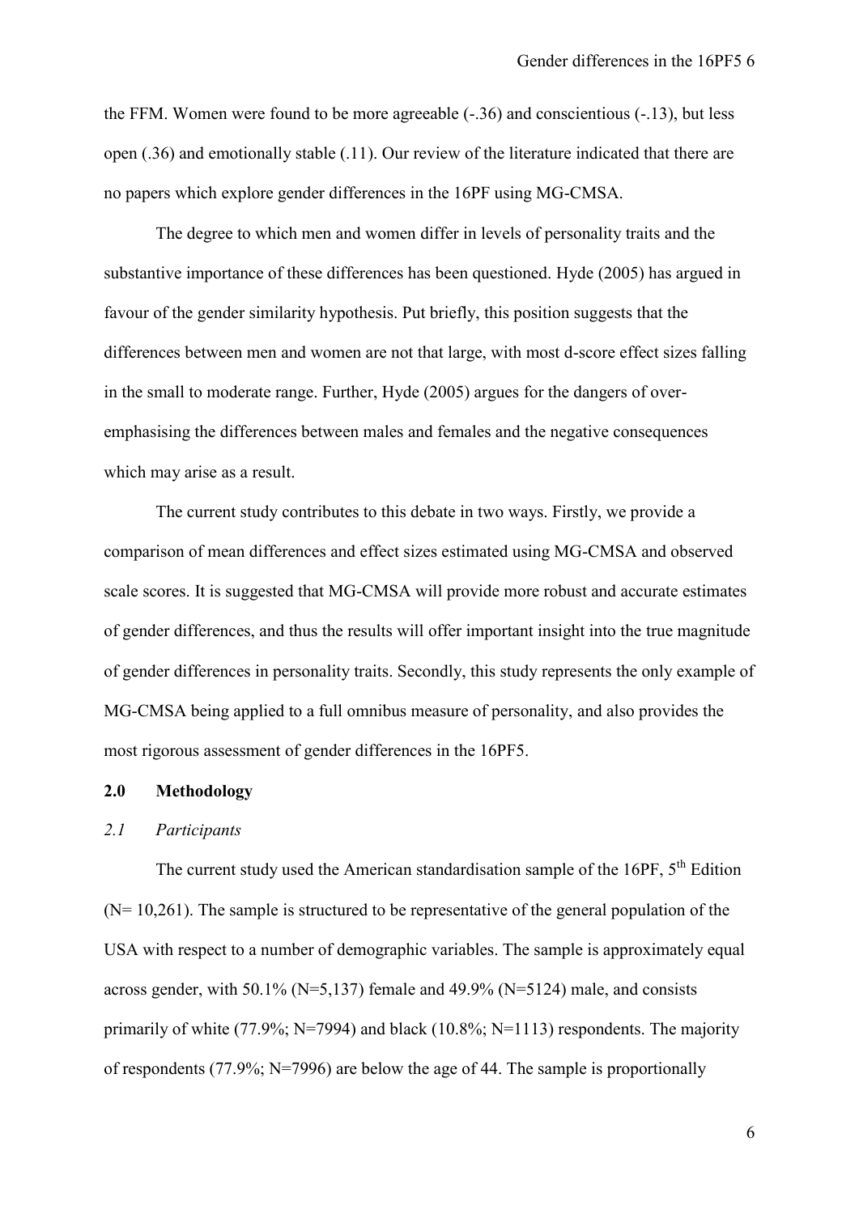the FFM. Women were found to be more agreeable (-.36) and conscientious (-.13), but less open (.36) and emotionally stable (.11). Our review of the literature indicated that there are no papers which explore gender differences in the 16PF using MG-CMSA.

The degree to which men and women differ in levels of personality traits and the substantive importance of these differences has been questioned. Hyde (2005) has argued in favour of the gender similarity hypothesis. Put briefly, this position suggests that the differences between men and women are not that large, with most d-score effect sizes falling in the small to moderate range. Further, Hyde (2005) argues for the dangers of over-emphasising the differences between males and females and the negative consequences which may arise as a result.

The current study contributes to this debate in two ways. Firstly, we provide a comparison of mean differences and effect sizes estimated using MG-CMSA and observed scale scores. It is suggested that MG-CMSA will provide more robust and accurate estimates of gender differences, and thus the results will offer important insight into the true magnitude of gender differences in personality traits. Secondly, this study represents the only example of MG-CMSA being applied to a full omnibus measure of personality, and also provides the most rigorous assessment of gender differences in the 16PF5.

## 2.0 Methodology

### *2.1 Participants*

The current study used the American standardisation sample of the 16PF, 5th Edition (N= 10,261). The sample is structured to be representative of the general population of the USA with respect to a number of demographic variables. The sample is approximately equal across gender, with 50.1% (N=5,137) female and 49.9% (N=5124) male, and consists primarily of white (77.9%; N=7994) and black (10.8%; N=1113) respondents. The majority of respondents (77.9%; N=7996) are below the age of 44. The sample is proportionally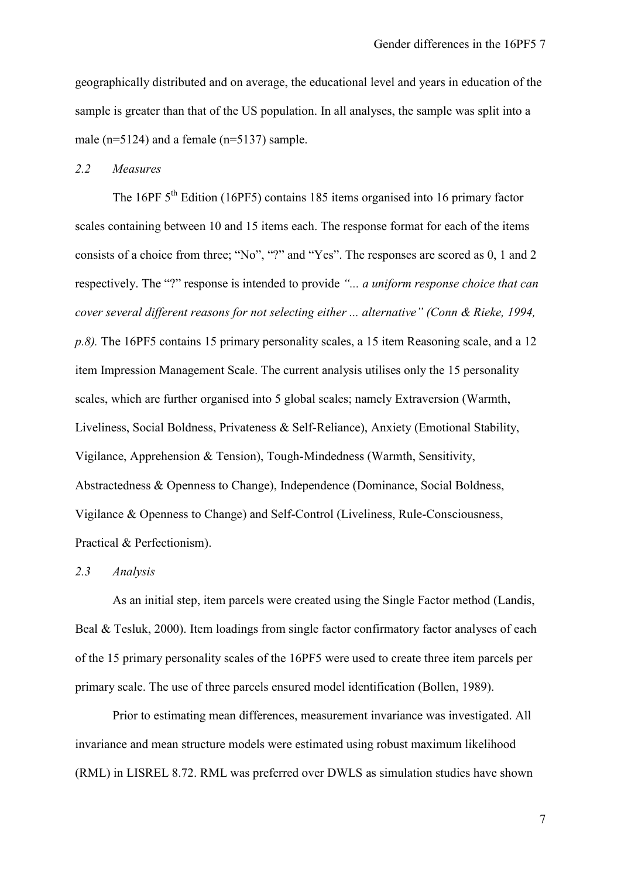geographically distributed and on average, the educational level and years in education of the sample is greater than that of the US population. In all analyses, the sample was split into a male (n=5124) and a female (n=5137) sample.

### *2.2 Measures*

The 16PF 5th Edition (16PF5) contains 185 items organised into 16 primary factor scales containing between 10 and 15 items each. The response format for each of the items consists of a choice from three; "No", "?" and "Yes". The responses are scored as 0, 1 and 2 respectively. The "?" response is intended to provide *"... a uniform response choice that can cover several different reasons for not selecting either ... alternative" (Conn & Rieke, 1994, p.8).* The 16PF5 contains 15 primary personality scales, a 15 item Reasoning scale, and a 12 item Impression Management Scale. The current analysis utilises only the 15 personality scales, which are further organised into 5 global scales; namely Extraversion (Warmth, Liveliness, Social Boldness, Privateness & Self-Reliance), Anxiety (Emotional Stability, Vigilance, Apprehension & Tension), Tough-Mindedness (Warmth, Sensitivity, Abstractedness & Openness to Change), Independence (Dominance, Social Boldness, Vigilance & Openness to Change) and Self-Control (Liveliness, Rule-Consciousness, Practical & Perfectionism).

### *2.3 Analysis*

As an initial step, item parcels were created using the Single Factor method (Landis, Beal & Tesluk, 2000). Item loadings from single factor confirmatory factor analyses of each of the 15 primary personality scales of the 16PF5 were used to create three item parcels per primary scale. The use of three parcels ensured model identification (Bollen, 1989).

Prior to estimating mean differences, measurement invariance was investigated. All invariance and mean structure models were estimated using robust maximum likelihood (RML) in LISREL 8.72. RML was preferred over DWLS as simulation studies have shown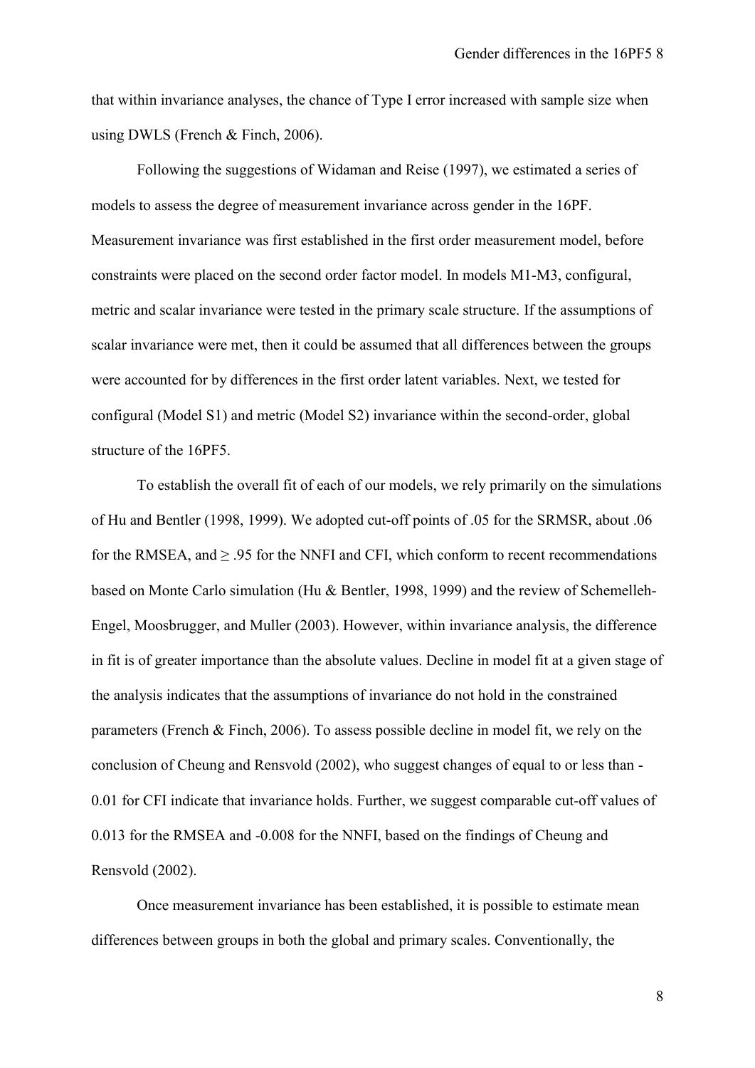that within invariance analyses, the chance of Type I error increased with sample size when using DWLS (French & Finch, 2006).

Following the suggestions of Widaman and Reise (1997), we estimated a series of models to assess the degree of measurement invariance across gender in the 16PF. Measurement invariance was first established in the first order measurement model, before constraints were placed on the second order factor model. In models M1-M3, configural, metric and scalar invariance were tested in the primary scale structure. If the assumptions of scalar invariance were met, then it could be assumed that all differences between the groups were accounted for by differences in the first order latent variables. Next, we tested for configural (Model S1) and metric (Model S2) invariance within the second-order, global structure of the 16PF5.

To establish the overall fit of each of our models, we rely primarily on the simulations of Hu and Bentler (1998, 1999). We adopted cut-off points of .05 for the SRMSR, about .06 for the RMSEA, and ≥ .95 for the NNFI and CFI, which conform to recent recommendations based on Monte Carlo simulation (Hu & Bentler, 1998, 1999) and the review of Schemelleh-Engel, Moosbrugger, and Muller (2003). However, within invariance analysis, the difference in fit is of greater importance than the absolute values. Decline in model fit at a given stage of the analysis indicates that the assumptions of invariance do not hold in the constrained parameters (French & Finch, 2006). To assess possible decline in model fit, we rely on the conclusion of Cheung and Rensvold (2002), who suggest changes of equal to or less than -0.01 for CFI indicate that invariance holds. Further, we suggest comparable cut-off values of 0.013 for the RMSEA and -0.008 for the NNFI, based on the findings of Cheung and Rensvold (2002).

Once measurement invariance has been established, it is possible to estimate mean differences between groups in both the global and primary scales. Conventionally, the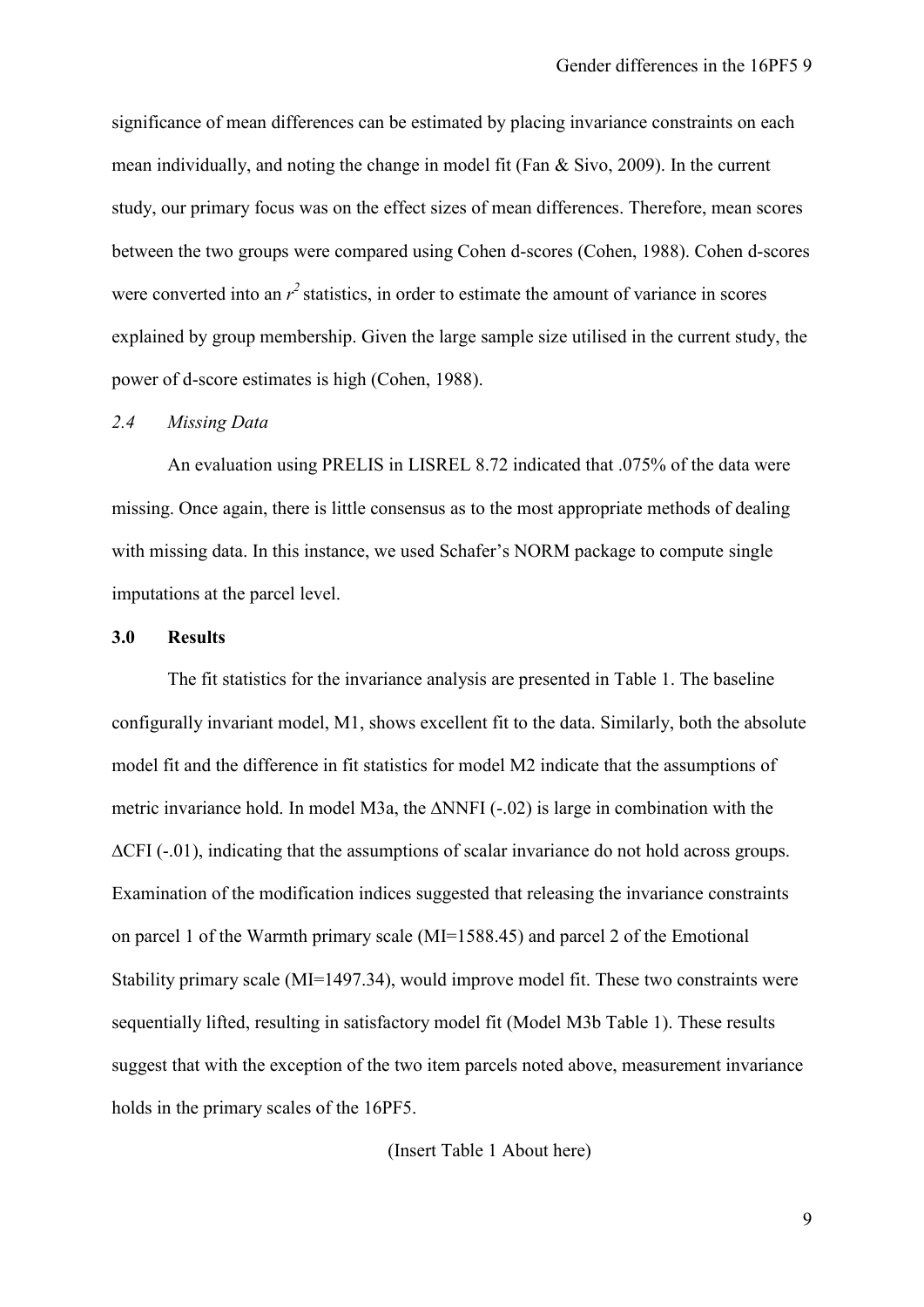significance of mean differences can be estimated by placing invariance constraints on each mean individually, and noting the change in model fit (Fan & Sivo, 2009). In the current study, our primary focus was on the effect sizes of mean differences. Therefore, mean scores between the two groups were compared using Cohen d-scores (Cohen, 1988). Cohen d-scores were converted into an $r^2$ statistics, in order to estimate the amount of variance in scores explained by group membership. Given the large sample size utilised in the current study, the power of d-score estimates is high (Cohen, 1988).

### *2.4 Missing Data*

An evaluation using PRELIS in LISREL 8.72 indicated that .075% of the data were missing. Once again, there is little consensus as to the most appropriate methods of dealing with missing data. In this instance, we used Schafer's NORM package to compute single imputations at the parcel level.

## **3.0 Results**

The fit statistics for the invariance analysis are presented in Table 1. The baseline configurally invariant model, M1, shows excellent fit to the data. Similarly, both the absolute model fit and the difference in fit statistics for model M2 indicate that the assumptions of metric invariance hold. In model M3a, the ΔNNFI (-.02) is large in combination with the ΔCFI (-.01), indicating that the assumptions of scalar invariance do not hold across groups. Examination of the modification indices suggested that releasing the invariance constraints on parcel 1 of the Warmth primary scale (MI=1588.45) and parcel 2 of the Emotional Stability primary scale (MI=1497.34), would improve model fit. These two constraints were sequentially lifted, resulting in satisfactory model fit (Model M3b Table 1). These results suggest that with the exception of the two item parcels noted above, measurement invariance holds in the primary scales of the 16PF5.

(Insert Table 1 About here)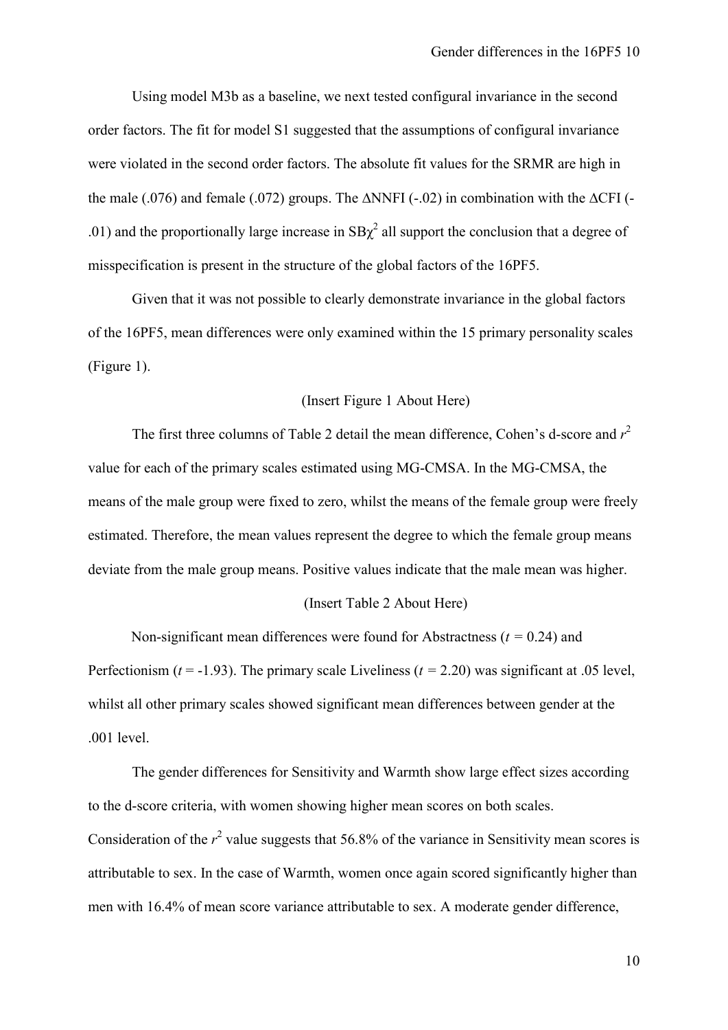Using model M3b as a baseline, we next tested configural invariance in the second order factors. The fit for model S1 suggested that the assumptions of configural invariance were violated in the second order factors. The absolute fit values for the SRMR are high in the male (.076) and female (.072) groups. The ΔNNFI (-.02) in combination with the ΔCFI (-.01) and the proportionally large increase in $SB\chi^2$ all support the conclusion that a degree of misspecification is present in the structure of the global factors of the 16PF5.

Given that it was not possible to clearly demonstrate invariance in the global factors of the 16PF5, mean differences were only examined within the 15 primary personality scales (Figure 1).

(Insert Figure 1 About Here)

The first three columns of Table 2 detail the mean difference, Cohen's d-score and $r^2$ value for each of the primary scales estimated using MG-CMSA. In the MG-CMSA, the means of the male group were fixed to zero, whilst the means of the female group were freely estimated. Therefore, the mean values represent the degree to which the female group means deviate from the male group means. Positive values indicate that the male mean was higher.

(Insert Table 2 About Here)

Non-significant mean differences were found for Abstractness ($t$ = 0.24) and Perfectionism ($t$ = -1.93). The primary scale Liveliness ($t$ = 2.20) was significant at .05 level, whilst all other primary scales showed significant mean differences between gender at the .001 level.

The gender differences for Sensitivity and Warmth show large effect sizes according to the d-score criteria, with women showing higher mean scores on both scales. Consideration of the $r^2$ value suggests that 56.8% of the variance in Sensitivity mean scores is attributable to sex. In the case of Warmth, women once again scored significantly higher than men with 16.4% of mean score variance attributable to sex. A moderate gender difference,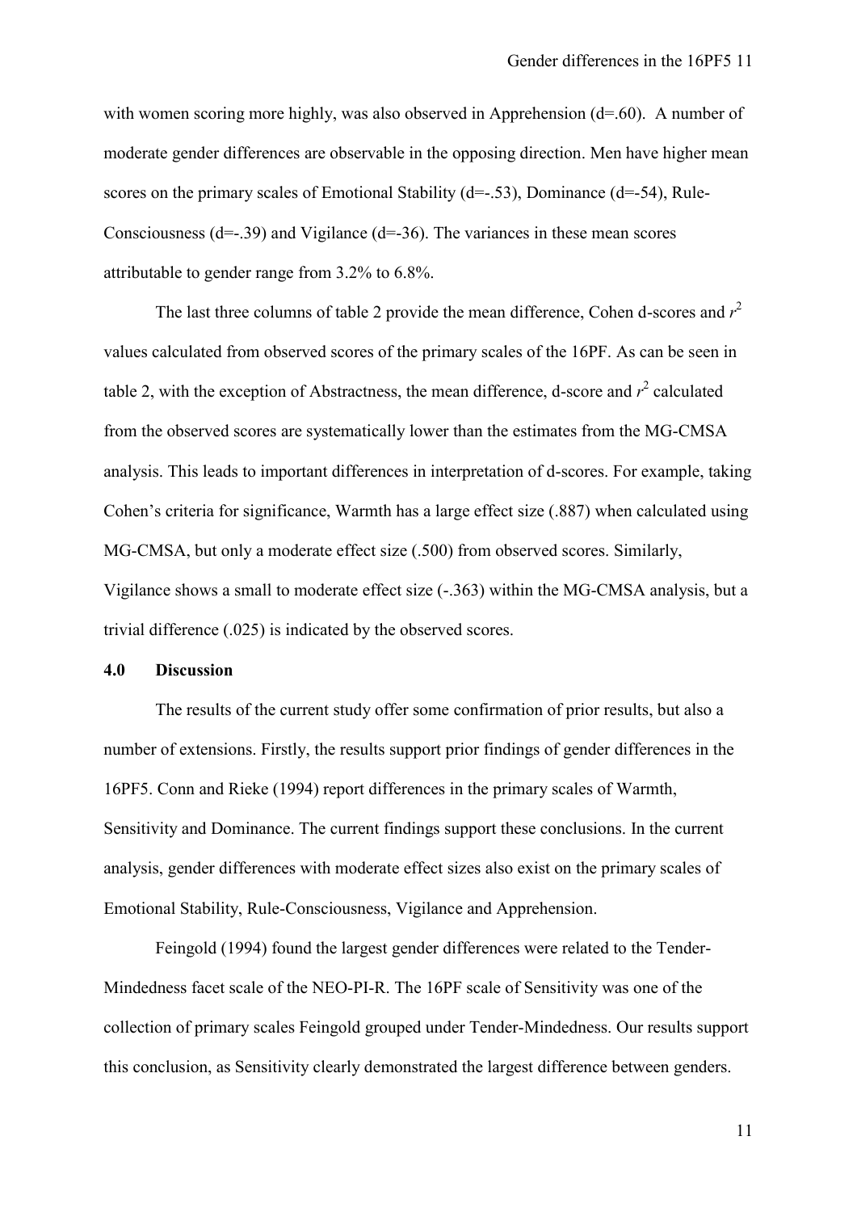with women scoring more highly, was also observed in Apprehension (d=.60). A number of moderate gender differences are observable in the opposing direction. Men have higher mean scores on the primary scales of Emotional Stability (d=-.53), Dominance (d=-54), Rule-Consciousness (d=-.39) and Vigilance (d=-36). The variances in these mean scores attributable to gender range from 3.2% to 6.8%.

The last three columns of table 2 provide the mean difference, Cohen d-scores and $r^2$ values calculated from observed scores of the primary scales of the 16PF. As can be seen in table 2, with the exception of Abstractness, the mean difference, d-score and $r^2$ calculated from the observed scores are systematically lower than the estimates from the MG-CMSA analysis. This leads to important differences in interpretation of d-scores. For example, taking Cohen's criteria for significance, Warmth has a large effect size (.887) when calculated using MG-CMSA, but only a moderate effect size (.500) from observed scores. Similarly, Vigilance shows a small to moderate effect size (-.363) within the MG-CMSA analysis, but a trivial difference (.025) is indicated by the observed scores.

## 4.0 Discussion

The results of the current study offer some confirmation of prior results, but also a number of extensions. Firstly, the results support prior findings of gender differences in the 16PF5. Conn and Rieke (1994) report differences in the primary scales of Warmth, Sensitivity and Dominance. The current findings support these conclusions. In the current analysis, gender differences with moderate effect sizes also exist on the primary scales of Emotional Stability, Rule-Consciousness, Vigilance and Apprehension.

Feingold (1994) found the largest gender differences were related to the Tender-Mindedness facet scale of the NEO-PI-R. The 16PF scale of Sensitivity was one of the collection of primary scales Feingold grouped under Tender-Mindedness. Our results support this conclusion, as Sensitivity clearly demonstrated the largest difference between genders.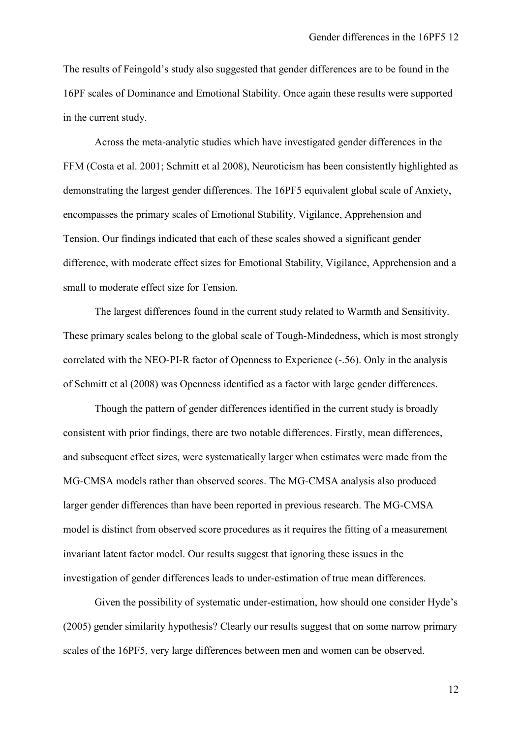The results of Feingold's study also suggested that gender differences are to be found in the 16PF scales of Dominance and Emotional Stability. Once again these results were supported in the current study.

Across the meta-analytic studies which have investigated gender differences in the FFM (Costa et al. 2001; Schmitt et al 2008), Neuroticism has been consistently highlighted as demonstrating the largest gender differences. The 16PF5 equivalent global scale of Anxiety, encompasses the primary scales of Emotional Stability, Vigilance, Apprehension and Tension. Our findings indicated that each of these scales showed a significant gender difference, with moderate effect sizes for Emotional Stability, Vigilance, Apprehension and a small to moderate effect size for Tension.

The largest differences found in the current study related to Warmth and Sensitivity. These primary scales belong to the global scale of Tough-Mindedness, which is most strongly correlated with the NEO-PI-R factor of Openness to Experience (-.56). Only in the analysis of Schmitt et al (2008) was Openness identified as a factor with large gender differences.

Though the pattern of gender differences identified in the current study is broadly consistent with prior findings, there are two notable differences. Firstly, mean differences, and subsequent effect sizes, were systematically larger when estimates were made from the MG-CMSA models rather than observed scores. The MG-CMSA analysis also produced larger gender differences than have been reported in previous research. The MG-CMSA model is distinct from observed score procedures as it requires the fitting of a measurement invariant latent factor model. Our results suggest that ignoring these issues in the investigation of gender differences leads to under-estimation of true mean differences.

Given the possibility of systematic under-estimation, how should one consider Hyde's (2005) gender similarity hypothesis? Clearly our results suggest that on some narrow primary scales of the 16PF5, very large differences between men and women can be observed.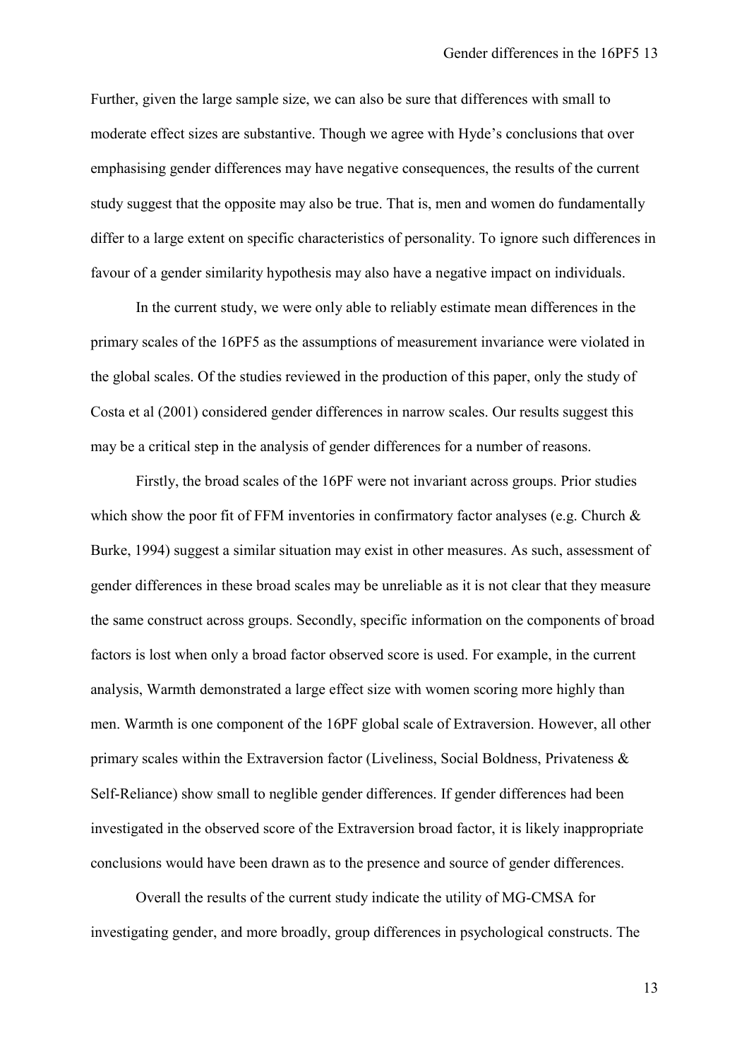Further, given the large sample size, we can also be sure that differences with small to moderate effect sizes are substantive. Though we agree with Hyde's conclusions that over emphasising gender differences may have negative consequences, the results of the current study suggest that the opposite may also be true. That is, men and women do fundamentally differ to a large extent on specific characteristics of personality. To ignore such differences in favour of a gender similarity hypothesis may also have a negative impact on individuals.

In the current study, we were only able to reliably estimate mean differences in the primary scales of the 16PF5 as the assumptions of measurement invariance were violated in the global scales. Of the studies reviewed in the production of this paper, only the study of Costa et al (2001) considered gender differences in narrow scales. Our results suggest this may be a critical step in the analysis of gender differences for a number of reasons.

Firstly, the broad scales of the 16PF were not invariant across groups. Prior studies which show the poor fit of FFM inventories in confirmatory factor analyses (e.g. Church & Burke, 1994) suggest a similar situation may exist in other measures. As such, assessment of gender differences in these broad scales may be unreliable as it is not clear that they measure the same construct across groups. Secondly, specific information on the components of broad factors is lost when only a broad factor observed score is used. For example, in the current analysis, Warmth demonstrated a large effect size with women scoring more highly than men. Warmth is one component of the 16PF global scale of Extraversion. However, all other primary scales within the Extraversion factor (Liveliness, Social Boldness, Privateness & Self-Reliance) show small to neglible gender differences. If gender differences had been investigated in the observed score of the Extraversion broad factor, it is likely inappropriate conclusions would have been drawn as to the presence and source of gender differences.

Overall the results of the current study indicate the utility of MG-CMSA for investigating gender, and more broadly, group differences in psychological constructs. The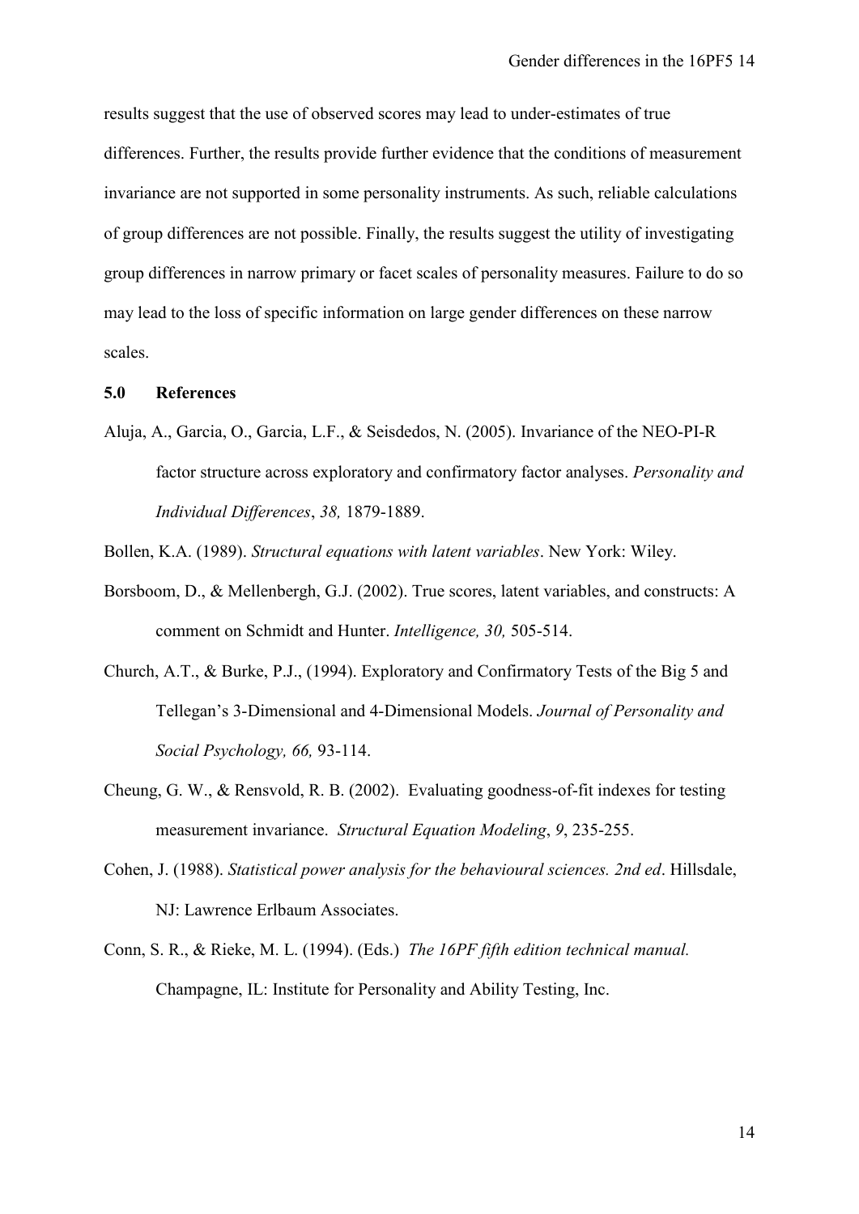results suggest that the use of observed scores may lead to under-estimates of true differences. Further, the results provide further evidence that the conditions of measurement invariance are not supported in some personality instruments. As such, reliable calculations of group differences are not possible. Finally, the results suggest the utility of investigating group differences in narrow primary or facet scales of personality measures. Failure to do so may lead to the loss of specific information on large gender differences on these narrow scales.

## 5.0 References

Aluja, A., Garcia, O., Garcia, L.F., & Seisdedos, N. (2005). Invariance of the NEO-PI-R factor structure across exploratory and confirmatory factor analyses. *Personality and Individual Differences*, *38,* 1879-1889.

Bollen, K.A. (1989). *Structural equations with latent variables*. New York: Wiley.

Borsboom, D., & Mellenbergh, G.J. (2002). True scores, latent variables, and constructs: A comment on Schmidt and Hunter. *Intelligence, 30,* 505-514.

Church, A.T., & Burke, P.J., (1994). Exploratory and Confirmatory Tests of the Big 5 and Tellegan's 3-Dimensional and 4-Dimensional Models. *Journal of Personality and Social Psychology, 66,* 93-114.

Cheung, G. W., & Rensvold, R. B. (2002). Evaluating goodness-of-fit indexes for testing measurement invariance. *Structural Equation Modeling*, *9*, 235-255.

Cohen, J. (1988). *Statistical power analysis for the behavioural sciences. 2nd ed*. Hillsdale, NJ: Lawrence Erlbaum Associates.

Conn, S. R., & Rieke, M. L. (1994). (Eds.) *The 16PF fifth edition technical manual.* Champagne, IL: Institute for Personality and Ability Testing, Inc.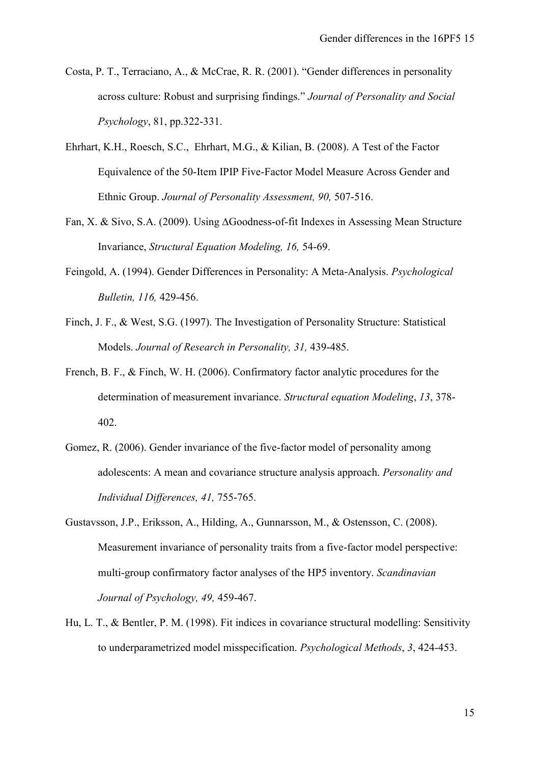Costa, P. T., Terraciano, A., & McCrae, R. R. (2001). “Gender differences in personality across culture: Robust and surprising findings.” *Journal of Personality and Social Psychology*, 81, pp.322-331.

Ehrhart, K.H., Roesch, S.C., Ehrhart, M.G., & Kilian, B. (2008). A Test of the Factor Equivalence of the 50-Item IPIP Five-Factor Model Measure Across Gender and Ethnic Group. *Journal of Personality Assessment, 90,* 507-516.

Fan, X. & Sivo, S.A. (2009). Using ΔGoodness-of-fit Indexes in Assessing Mean Structure Invariance, *Structural Equation Modeling, 16,* 54-69.

Feingold, A. (1994). Gender Differences in Personality: A Meta-Analysis. *Psychological Bulletin, 116,* 429-456.

Finch, J. F., & West, S.G. (1997). The Investigation of Personality Structure: Statistical Models. *Journal of Research in Personality, 31,* 439-485.

French, B. F., & Finch, W. H. (2006). Confirmatory factor analytic procedures for the determination of measurement invariance. *Structural equation Modeling*, *13*, 378-402.

Gomez, R. (2006). Gender invariance of the five-factor model of personality among adolescents: A mean and covariance structure analysis approach. *Personality and Individual Differences, 41,* 755-765.

Gustavsson, J.P., Eriksson, A., Hilding, A., Gunnarsson, M., & Ostensson, C. (2008). Measurement invariance of personality traits from a five-factor model perspective: multi-group confirmatory factor analyses of the HP5 inventory. *Scandinavian Journal of Psychology, 49,* 459-467.

Hu, L. T., & Bentler, P. M. (1998). Fit indices in covariance structural modelling: Sensitivity to underparametrized model misspecification. *Psychological Methods*, *3*, 424-453.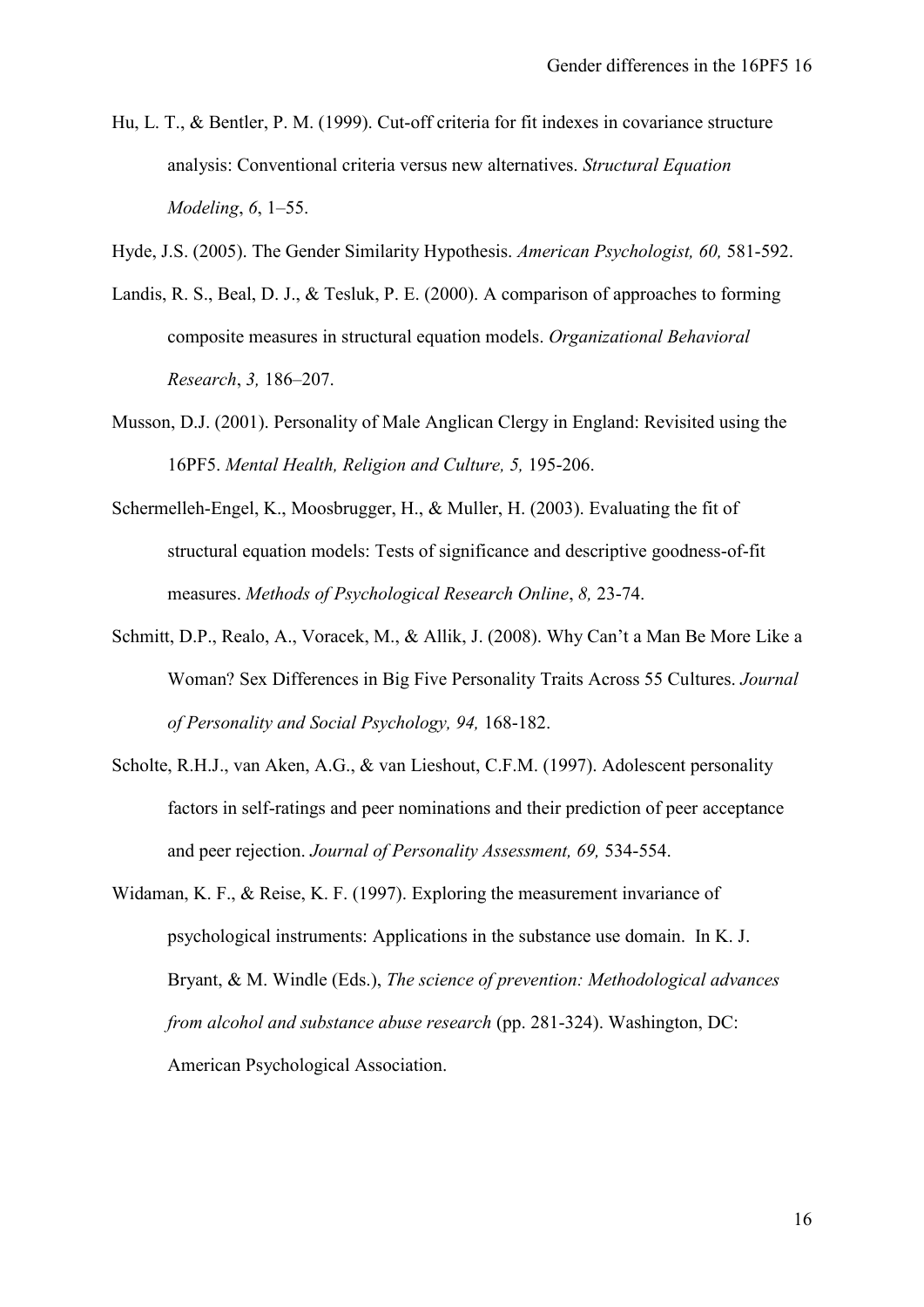Hu, L. T., & Bentler, P. M. (1999). Cut-off criteria for fit indexes in covariance structure analysis: Conventional criteria versus new alternatives. *Structural Equation Modeling*, *6*, 1–55.

Hyde, J.S. (2005). The Gender Similarity Hypothesis. *American Psychologist, 60,* 581-592.

Landis, R. S., Beal, D. J., & Tesluk, P. E. (2000). A comparison of approaches to forming composite measures in structural equation models. *Organizational Behavioral Research*, *3,* 186–207.

Musson, D.J. (2001). Personality of Male Anglican Clergy in England: Revisited using the 16PF5. *Mental Health, Religion and Culture, 5,* 195-206.

Schermelleh-Engel, K., Moosbrugger, H., & Muller, H. (2003). Evaluating the fit of structural equation models: Tests of significance and descriptive goodness-of-fit measures. *Methods of Psychological Research Online*, *8,* 23-74.

Schmitt, D.P., Realo, A., Voracek, M., & Allik, J. (2008). Why Can't a Man Be More Like a Woman? Sex Differences in Big Five Personality Traits Across 55 Cultures. *Journal of Personality and Social Psychology, 94,* 168-182.

Scholte, R.H.J., van Aken, A.G., & van Lieshout, C.F.M. (1997). Adolescent personality factors in self-ratings and peer nominations and their prediction of peer acceptance and peer rejection. *Journal of Personality Assessment, 69,* 534-554.

Widaman, K. F., & Reise, K. F. (1997). Exploring the measurement invariance of psychological instruments: Applications in the substance use domain. In K. J. Bryant, & M. Windle (Eds.), *The science of prevention: Methodological advances from alcohol and substance abuse research* (pp. 281-324). Washington, DC: American Psychological Association.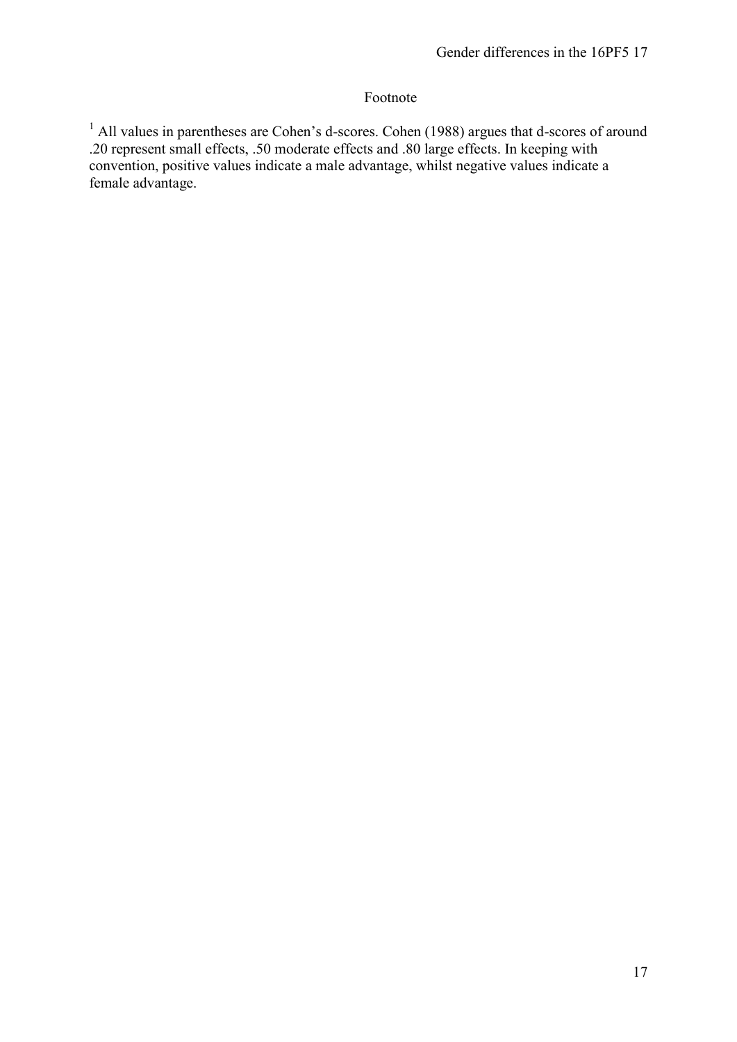## Footnote

[1] All values in parentheses are Cohen's d-scores. Cohen (1988) argues that d-scores of around .20 represent small effects, .50 moderate effects and .80 large effects. In keeping with convention, positive values indicate a male advantage, whilst negative values indicate a female advantage.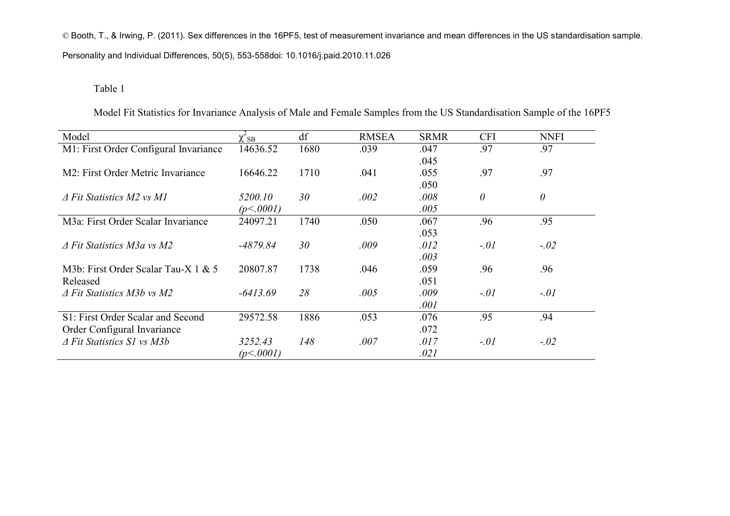Table 1

Model Fit Statistics for Invariance Analysis of Male and Female Samples from the US Standardisation Sample of the 16PF5

| Model | $\chi^2_{SB}$ | df | RMSEA | SRMR | CFI | NNFI |
|---|---|---|---|---|---|---|
| M1: First Order Configural Invariance | 14636.52 | 1680 | .039 | .047<br>.045 | .97 | .97 |
| M2: First Order Metric Invariance | 16646.22 | 1710 | .041 | .055<br>.050 | .97 | .97 |
| *Δ Fit Statistics M2 vs M1* | *5200.10 (p<.0001)* | *30* | *.002* | *.008*<br>*.005* | *0* | *0* |
| M3a: First Order Scalar Invariance | 24097.21 | 1740 | .050 | .067<br>.053 | .96 | .95 |
| *Δ Fit Statistics M3a vs M2* | *-4879.84* | *30* | *.009* | *.012*<br>*.003* | *-.01* | *-.02* |
| M3b: First Order Scalar Tau-X 1 & 5 Released | 20807.87 | 1738 | .046 | .059<br>.051 | .96 | .96 |
| *Δ Fit Statistics M3b vs M2* | *-6413.69* | *28* | *.005* | *.009*<br>*.001* | *-.01* | *-.01* |
| S1: First Order Scalar and Second Order Configural Invariance | 29572.58 | 1886 | .053 | .076<br>.072 | .95 | .94 |
| *Δ Fit Statistics S1 vs M3b* | *3252.43 (p<.0001)* | *148* | *.007* | *.017*<br>*.021* | *-.01* | *-.02* |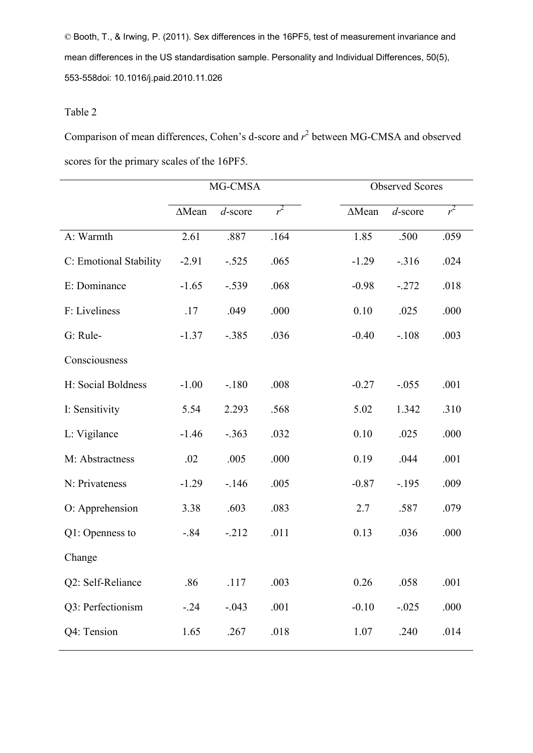© Booth, T., & Irwing, P. (2011). Sex differences in the 16PF5, test of measurement invariance and mean differences in the US standardisation sample. Personality and Individual Differences, 50(5), 553-558doi: 10.1016/j.paid.2010.11.026

Table 2

Comparison of mean differences, Cohen's d-score and $r^2$ between MG-CMSA and observed scores for the primary scales of the 16PF5.

| | MG-CMSA | | | Observed Scores | | |
|---|---|---|---|---|---|---|
| | ΔMean | *d*-score | $r^2$ | ΔMean | *d*-score | $r^2$ |
| A: Warmth | 2.61 | .887 | .164 | 1.85 | .500 | .059 |
| C: Emotional Stability | -2.91 | -.525 | .065 | -1.29 | -.316 | .024 |
| E: Dominance | -1.65 | -.539 | .068 | -0.98 | -.272 | .018 |
| F: Liveliness | .17 | .049 | .000 | 0.10 | .025 | .000 |
| G: Rule-Consciousness | -1.37 | -.385 | .036 | -0.40 | -.108 | .003 |
| H: Social Boldness | -1.00 | -.180 | .008 | -0.27 | -.055 | .001 |
| I: Sensitivity | 5.54 | 2.293 | .568 | 5.02 | 1.342 | .310 |
| L: Vigilance | -1.46 | -.363 | .032 | 0.10 | .025 | .000 |
| M: Abstractness | .02 | .005 | .000 | 0.19 | .044 | .001 |
| N: Privateness | -1.29 | -.146 | .005 | -0.87 | -.195 | .009 |
| O: Apprehension | 3.38 | .603 | .083 | 2.7 | .587 | .079 |
| Q1: Openness to Change | -.84 | -.212 | .011 | 0.13 | .036 | .000 |
| Q2: Self-Reliance | .86 | .117 | .003 | 0.26 | .058 | .001 |
| Q3: Perfectionism | -.24 | -.043 | .001 | -0.10 | -.025 | .000 |
| Q4: Tension | 1.65 | .267 | .018 | 1.07 | .240 | .014 |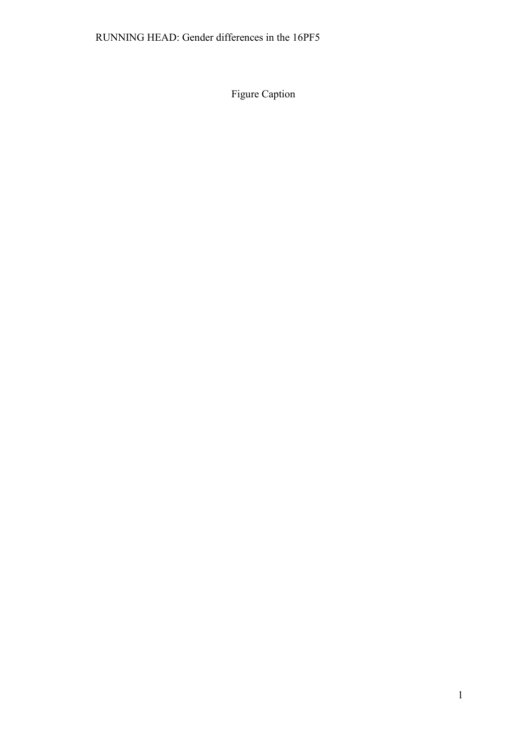Figure Caption